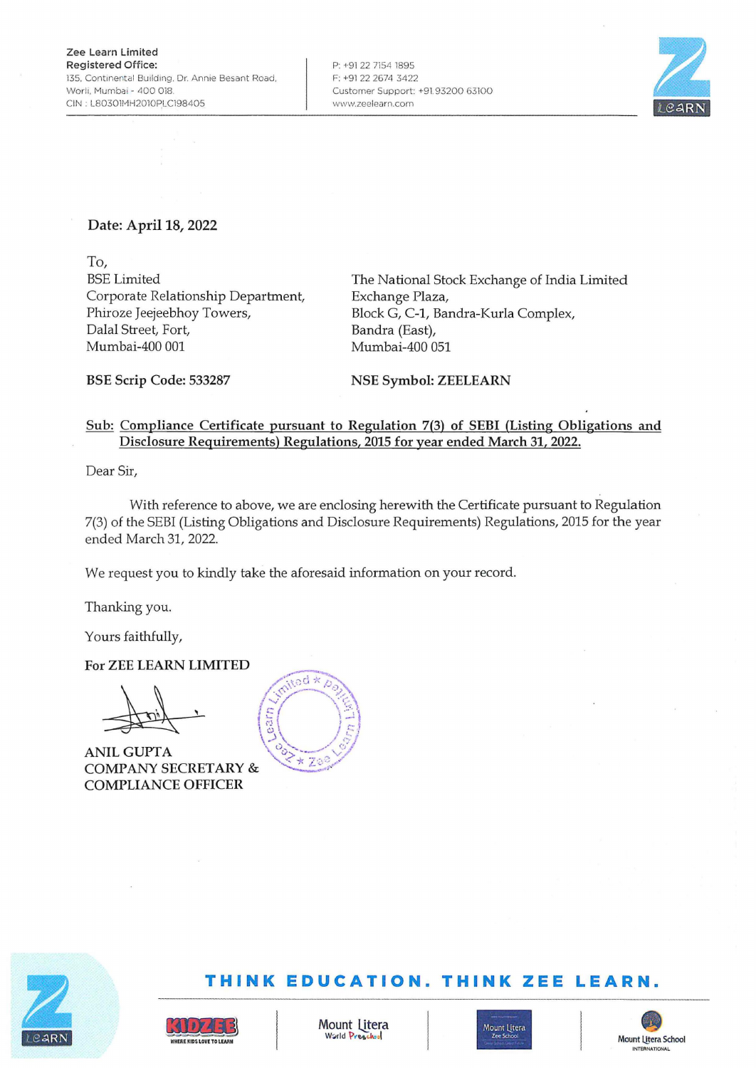Zee Learn Limited
Registered Office:
135, Continental Building, Dr. Annie Besant Road,
Worli, Mumbai - 400 018.
CIN : L80301MH2010PLC198405

P: +91 22 7154 1895
F: +91 22 2674 3422
Customer Support: +91 93200 63100
www.zeelearn.com

**Date: April 18, 2022**

To,

BSE Limited
Corporate Relationship Department,
Phiroze Jeejeebhoy Towers,
Dalal Street, Fort,
Mumbai-400 001

The National Stock Exchange of India Limited
Exchange Plaza,
Block G, C-1, Bandra-Kurla Complex,
Bandra (East),
Mumbai-400 051

**BSE Scrip Code: 533287**

**NSE Symbol: ZEELEARN**

**Sub: Compliance Certificate pursuant to Regulation 7(3) of SEBI (Listing Obligations and Disclosure Requirements) Regulations, 2015 for year ended March 31, 2022.**

Dear Sir,

With reference to above, we are enclosing herewith the Certificate pursuant to Regulation 7(3) of the SEBI (Listing Obligations and Disclosure Requirements) Regulations, 2015 for the year ended March 31, 2022.

We request you to kindly take the aforesaid information on your record.

Thanking you.

Yours faithfully,

**For ZEE LEARN LIMITED**

ANIL GUPTA
COMPANY SECRETARY &
COMPLIANCE OFFICER

THINK EDUCATION. THINK ZEE LEARN.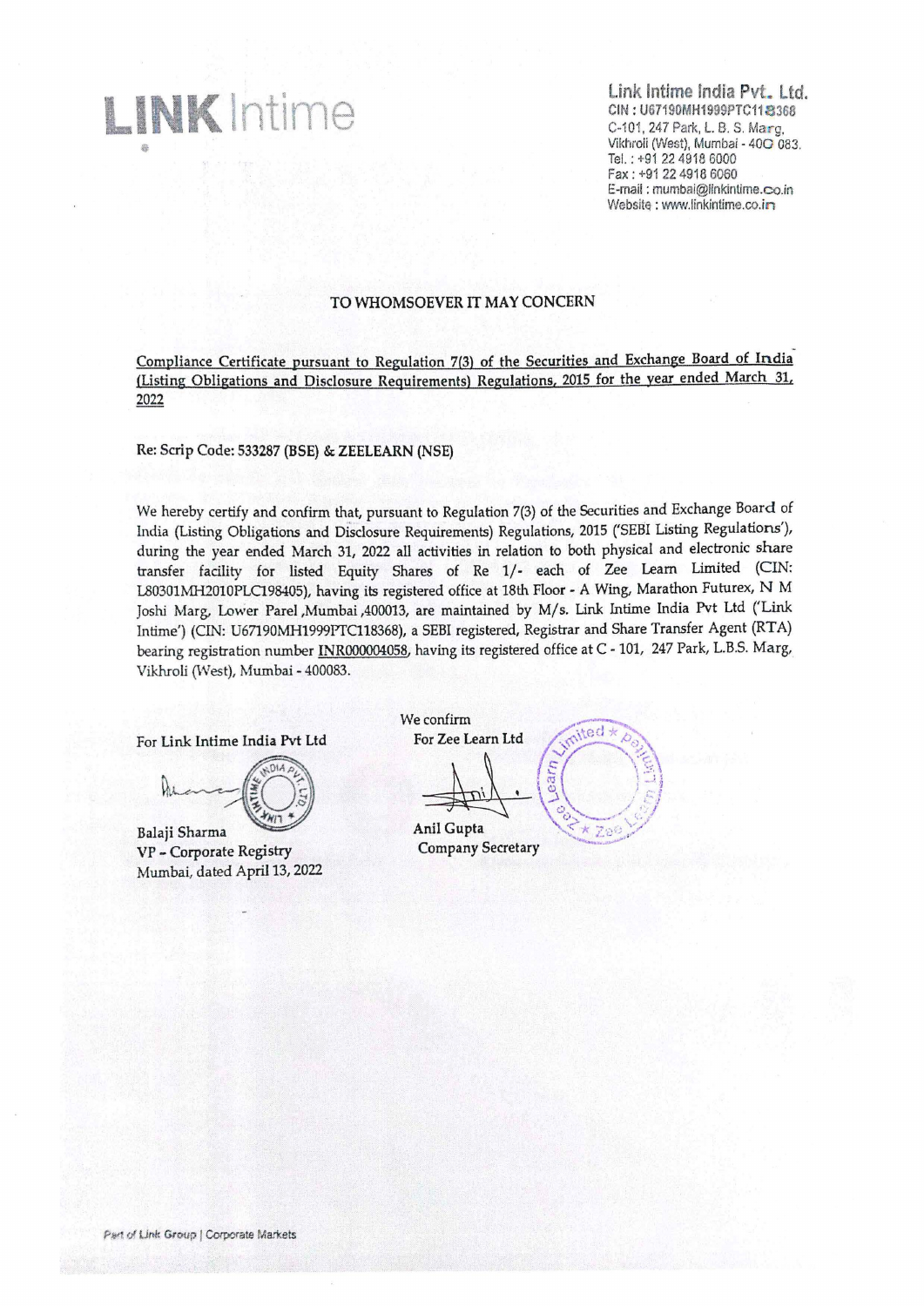**LINK** Intime

**Link Intime India Pvt. Ltd.**
CIN : U67190MH1999PTC118368
C-101, 247 Park, L. B. S. Marg,
Vikhroli (West), Mumbai - 400 083.
Tel. : +91 22 4918 6000
Fax : +91 22 4918 6060
E-mail : mumbai@linkintime.co.in
Website : www.linkintime.co.in

**TO WHOMSOEVER IT MAY CONCERN**

Compliance Certificate pursuant to Regulation 7(3) of the Securities and Exchange Board of India (Listing Obligations and Disclosure Requirements) Regulations, 2015 for the year ended March 31, 2022

Re: Scrip Code: 533287 (BSE) & ZEELEARN (NSE)

We hereby certify and confirm that, pursuant to Regulation 7(3) of the Securities and Exchange Board of India (Listing Obligations and Disclosure Requirements) Regulations, 2015 ('SEBI Listing Regulations'), during the year ended March 31, 2022 all activities in relation to both physical and electronic share transfer facility for listed Equity Shares of Re 1/- each of Zee Learn Limited (CIN: L80301MH2010PLC198405), having its registered office at 18th Floor - A Wing, Marathon Futurex, N M Joshi Marg, Lower Parel ,Mumbai ,400013, are maintained by M/s. Link Intime India Pvt Ltd ('Link Intime') (CIN: U67190MH1999PTC118368), a SEBI registered, Registrar and Share Transfer Agent (RTA) bearing registration number INR000004058, having its registered office at C - 101, 247 Park, L.B.S. Marg, Vikhroli (West), Mumbai - 400083.

For Link Intime India Pvt Ltd

Balaji Sharma
VP - Corporate Registry
Mumbai, dated April 13, 2022

We confirm
For Zee Learn Ltd

Anil Gupta
Company Secretary

Part of Link Group | Corporate Markets